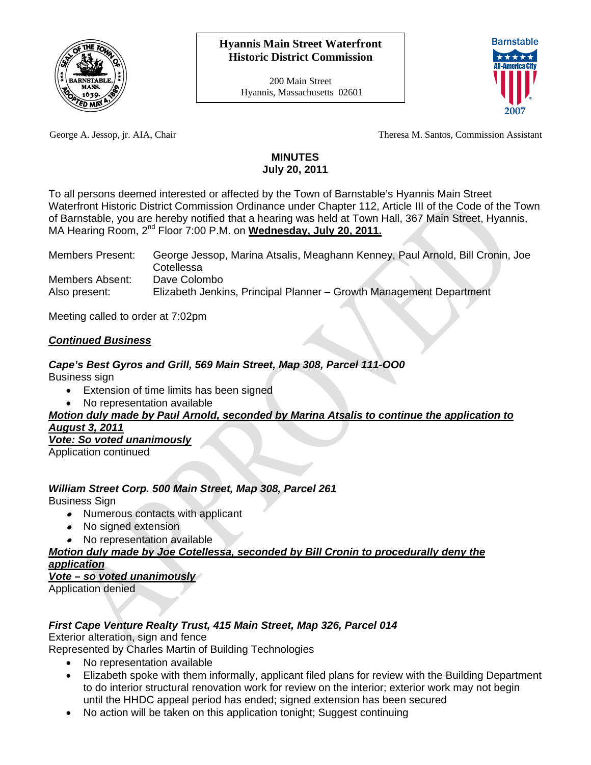**Hyannis Main Street Waterfront Historic District Commission**

200 Main Street
Hyannis, Massachusetts 02601

George A. Jessop, jr. AIA, Chair

Theresa M. Santos, Commission Assistant

# MINUTES
## July 20, 2011

To all persons deemed interested or affected by the Town of Barnstable's Hyannis Main Street Waterfront Historic District Commission Ordinance under Chapter 112, Article III of the Code of the Town of Barnstable, you are hereby notified that a hearing was held at Town Hall, 367 Main Street, Hyannis, MA Hearing Room, 2nd Floor 7:00 P.M. on **Wednesday, July 20, 2011.**

| | |
|---|---|
| Members Present: | George Jessop, Marina Atsalis, Meaghann Kenney, Paul Arnold, Bill Cronin, Joe Cotellessa |
| Members Absent: | Dave Colombo |
| Also present: | Elizabeth Jenkins, Principal Planner – Growth Management Department |

Meeting called to order at 7:02pm

***Continued Business***

***Cape's Best Gyros and Grill, 569 Main Street, Map 308, Parcel 111-OO0***
Business sign

- Extension of time limits has been signed
- No representation available

***Motion duly made by Paul Arnold, seconded by Marina Atsalis to continue the application to August 3, 2011***
***Vote: So voted unanimously***
Application continued

***William Street Corp. 500 Main Street, Map 308, Parcel 261***
Business Sign

- Numerous contacts with applicant
- No signed extension
- No representation available

***Motion duly made by Joe Cotellessa, seconded by Bill Cronin to procedurally deny the application***
***Vote – so voted unanimously***
Application denied

***First Cape Venture Realty Trust, 415 Main Street, Map 326, Parcel 014***
Exterior alteration, sign and fence
Represented by Charles Martin of Building Technologies

- No representation available
- Elizabeth spoke with them informally, applicant filed plans for review with the Building Department to do interior structural renovation work for review on the interior; exterior work may not begin until the HHDC appeal period has ended; signed extension has been secured
- No action will be taken on this application tonight; Suggest continuing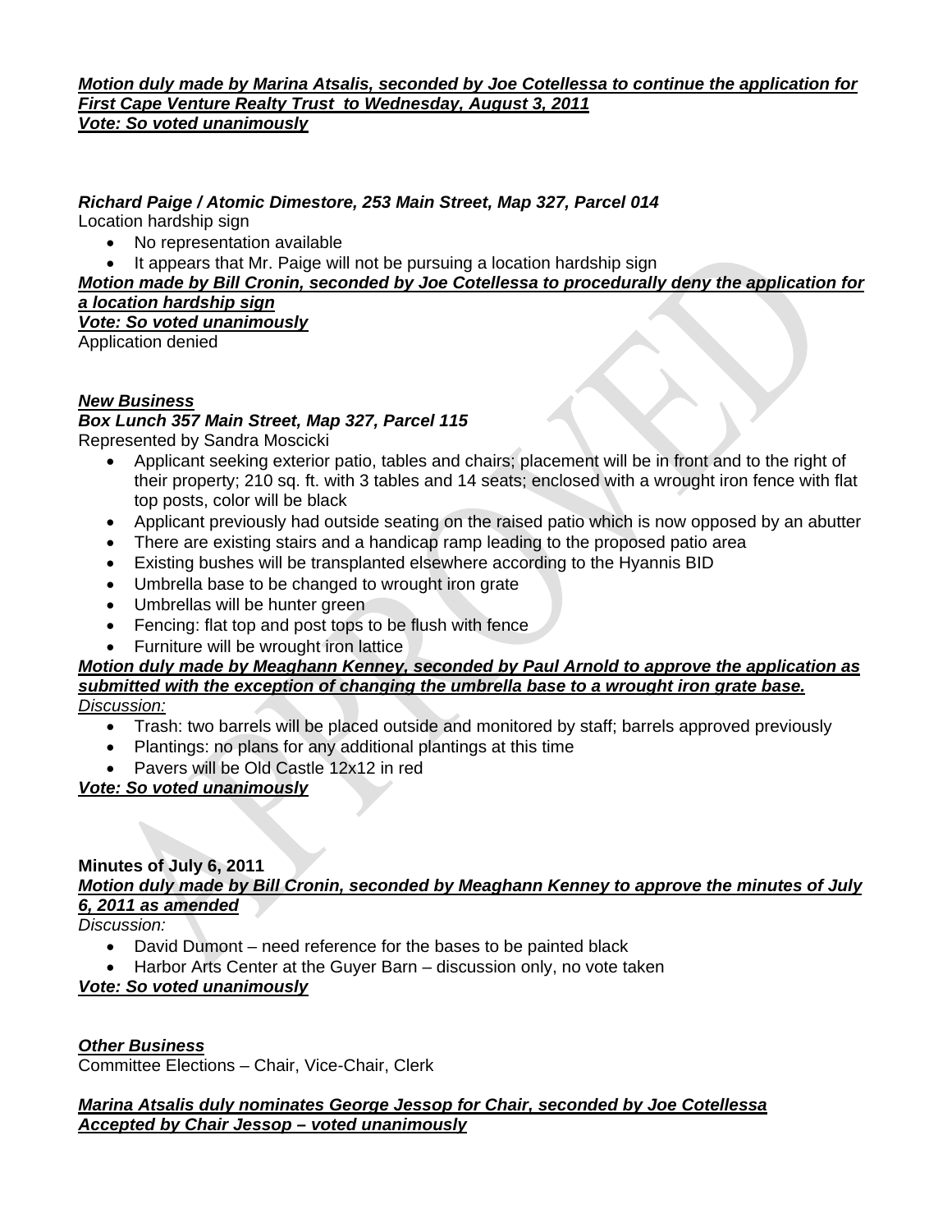***Motion duly made by Marina Atsalis, seconded by Joe Cotellessa to continue the application for First Cape Venture Realty Trust to Wednesday, August 3, 2011***
***Vote: So voted unanimously***

***Richard Paige / Atomic Dimestore, 253 Main Street, Map 327, Parcel 014***
Location hardship sign

- No representation available
- It appears that Mr. Paige will not be pursuing a location hardship sign

***Motion made by Bill Cronin, seconded by Joe Cotellessa to procedurally deny the application for a location hardship sign***
***Vote: So voted unanimously***
Application denied

***New Business***
***Box Lunch 357 Main Street, Map 327, Parcel 115***
Represented by Sandra Moscicki

- Applicant seeking exterior patio, tables and chairs; placement will be in front and to the right of their property; 210 sq. ft. with 3 tables and 14 seats; enclosed with a wrought iron fence with flat top posts, color will be black
- Applicant previously had outside seating on the raised patio which is now opposed by an abutter
- There are existing stairs and a handicap ramp leading to the proposed patio area
- Existing bushes will be transplanted elsewhere according to the Hyannis BID
- Umbrella base to be changed to wrought iron grate
- Umbrellas will be hunter green
- Fencing: flat top and post tops to be flush with fence
- Furniture will be wrought iron lattice

***Motion duly made by Meaghann Kenney, seconded by Paul Arnold to approve the application as submitted with the exception of changing the umbrella base to a wrought iron grate base.***
*Discussion:*

- Trash: two barrels will be placed outside and monitored by staff; barrels approved previously
- Plantings: no plans for any additional plantings at this time
- Pavers will be Old Castle 12x12 in red

***Vote: So voted unanimously***

**Minutes of July 6, 2011**
***Motion duly made by Bill Cronin, seconded by Meaghann Kenney to approve the minutes of July 6, 2011 as amended***
*Discussion:*

- David Dumont – need reference for the bases to be painted black
- Harbor Arts Center at the Guyer Barn – discussion only, no vote taken

***Vote: So voted unanimously***

***Other Business***
Committee Elections – Chair, Vice-Chair, Clerk

***Marina Atsalis duly nominates George Jessop for Chair, seconded by Joe Cotellessa***
***Accepted by Chair Jessop – voted unanimously***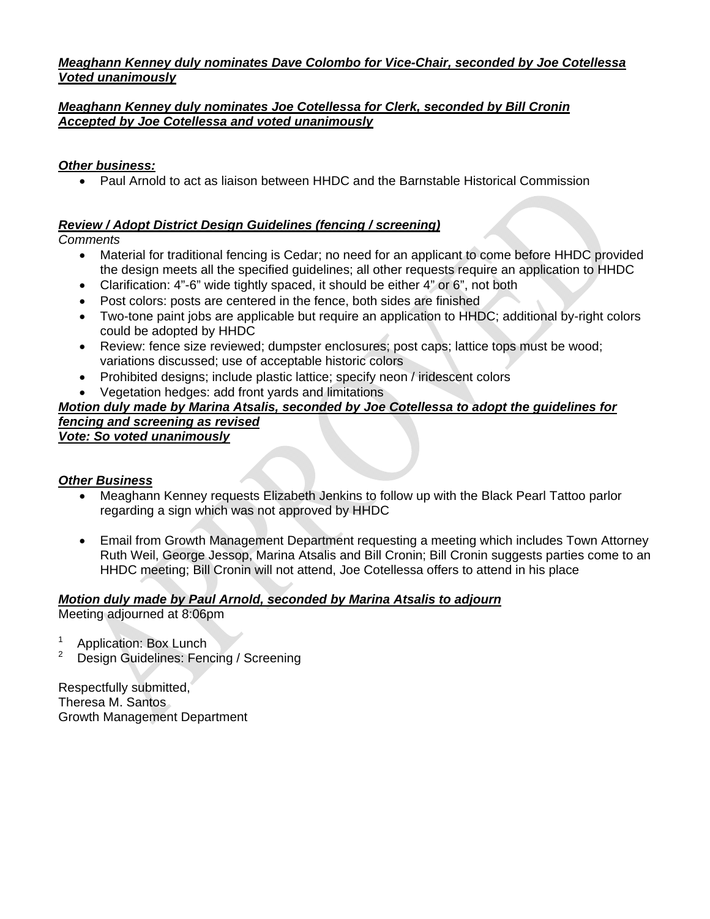***Meaghann Kenney duly nominates Dave Colombo for Vice-Chair, seconded by Joe Cotellessa***
***Voted unanimously***

***Meaghann Kenney duly nominates Joe Cotellessa for Clerk, seconded by Bill Cronin***
***Accepted by Joe Cotellessa and voted unanimously***

***Other business:***

- Paul Arnold to act as liaison between HHDC and the Barnstable Historical Commission

***Review / Adopt District Design Guidelines (fencing / screening)***

*Comments*

- Material for traditional fencing is Cedar; no need for an applicant to come before HHDC provided the design meets all the specified guidelines; all other requests require an application to HHDC
- Clarification: 4"-6" wide tightly spaced, it should be either 4" or 6", not both
- Post colors: posts are centered in the fence, both sides are finished
- Two-tone paint jobs are applicable but require an application to HHDC; additional by-right colors could be adopted by HHDC
- Review: fence size reviewed; dumpster enclosures; post caps; lattice tops must be wood; variations discussed; use of acceptable historic colors
- Prohibited designs; include plastic lattice; specify neon / iridescent colors
- Vegetation hedges: add front yards and limitations

***Motion duly made by Marina Atsalis, seconded by Joe Cotellessa to adopt the guidelines for fencing and screening as revised***
***Vote: So voted unanimously***

***Other Business***

- Meaghann Kenney requests Elizabeth Jenkins to follow up with the Black Pearl Tattoo parlor regarding a sign which was not approved by HHDC

- Email from Growth Management Department requesting a meeting which includes Town Attorney Ruth Weil, George Jessop, Marina Atsalis and Bill Cronin; Bill Cronin suggests parties come to an HHDC meeting; Bill Cronin will not attend, Joe Cotellessa offers to attend in his place

***Motion duly made by Paul Arnold, seconded by Marina Atsalis to adjourn***
Meeting adjourned at 8:06pm

[1] Application: Box Lunch
[2] Design Guidelines: Fencing / Screening

Respectfully submitted,
Theresa M. Santos
Growth Management Department